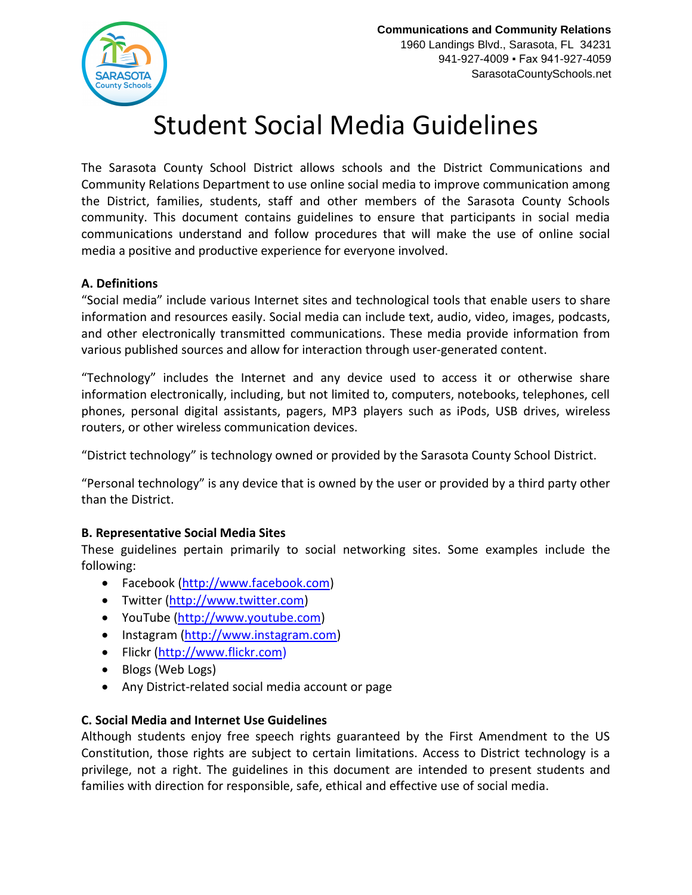**Communications and Community Relations**
1960 Landings Blvd., Sarasota, FL 34231
941-927-4009 ▪ Fax 941-927-4059
SarasotaCountySchools.net

# Student Social Media Guidelines

The Sarasota County School District allows schools and the District Communications and Community Relations Department to use online social media to improve communication among the District, families, students, staff and other members of the Sarasota County Schools community. This document contains guidelines to ensure that participants in social media communications understand and follow procedures that will make the use of online social media a positive and productive experience for everyone involved.

### A. Definitions

"Social media" include various Internet sites and technological tools that enable users to share information and resources easily. Social media can include text, audio, video, images, podcasts, and other electronically transmitted communications. These media provide information from various published sources and allow for interaction through user-generated content.

"Technology" includes the Internet and any device used to access it or otherwise share information electronically, including, but not limited to, computers, notebooks, telephones, cell phones, personal digital assistants, pagers, MP3 players such as iPods, USB drives, wireless routers, or other wireless communication devices.

"District technology" is technology owned or provided by the Sarasota County School District.

"Personal technology" is any device that is owned by the user or provided by a third party other than the District.

### B. Representative Social Media Sites

These guidelines pertain primarily to social networking sites. Some examples include the following:

- Facebook (http://www.facebook.com)
- Twitter (http://www.twitter.com)
- YouTube (http://www.youtube.com)
- Instagram (http://www.instagram.com)
- Flickr (http://www.flickr.com)
- Blogs (Web Logs)
- Any District-related social media account or page

### C. Social Media and Internet Use Guidelines

Although students enjoy free speech rights guaranteed by the First Amendment to the US Constitution, those rights are subject to certain limitations. Access to District technology is a privilege, not a right. The guidelines in this document are intended to present students and families with direction for responsible, safe, ethical and effective use of social media.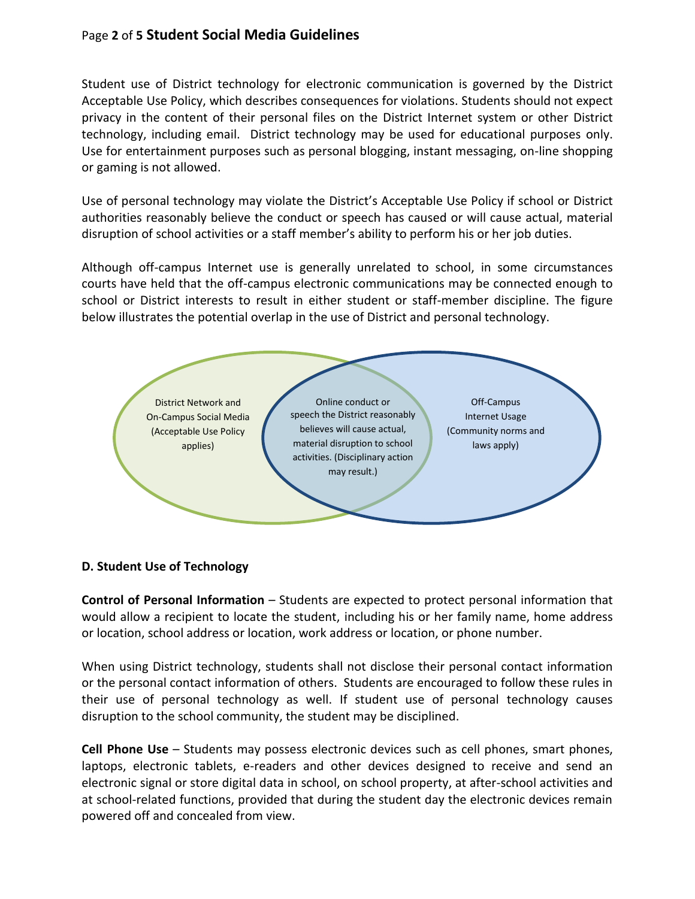Student use of District technology for electronic communication is governed by the District Acceptable Use Policy, which describes consequences for violations. Students should not expect privacy in the content of their personal files on the District Internet system or other District technology, including email. District technology may be used for educational purposes only. Use for entertainment purposes such as personal blogging, instant messaging, on-line shopping or gaming is not allowed.

Use of personal technology may violate the District's Acceptable Use Policy if school or District authorities reasonably believe the conduct or speech has caused or will cause actual, material disruption of school activities or a staff member's ability to perform his or her job duties.

Although off-campus Internet use is generally unrelated to school, in some circumstances courts have held that the off-campus electronic communications may be connected enough to school or District interests to result in either student or staff-member discipline. The figure below illustrates the potential overlap in the use of District and personal technology.

District Network and On-Campus Social Media (Acceptable Use Policy applies)

Online conduct or speech the District reasonably believes will cause actual, material disruption to school activities. (Disciplinary action may result.)

Off-Campus Internet Usage (Community norms and laws apply)

**D. Student Use of Technology**

**Control of Personal Information** – Students are expected to protect personal information that would allow a recipient to locate the student, including his or her family name, home address or location, school address or location, work address or location, or phone number.

When using District technology, students shall not disclose their personal contact information or the personal contact information of others. Students are encouraged to follow these rules in their use of personal technology as well. If student use of personal technology causes disruption to the school community, the student may be disciplined.

**Cell Phone Use** – Students may possess electronic devices such as cell phones, smart phones, laptops, electronic tablets, e-readers and other devices designed to receive and send an electronic signal or store digital data in school, on school property, at after-school activities and at school-related functions, provided that during the student day the electronic devices remain powered off and concealed from view.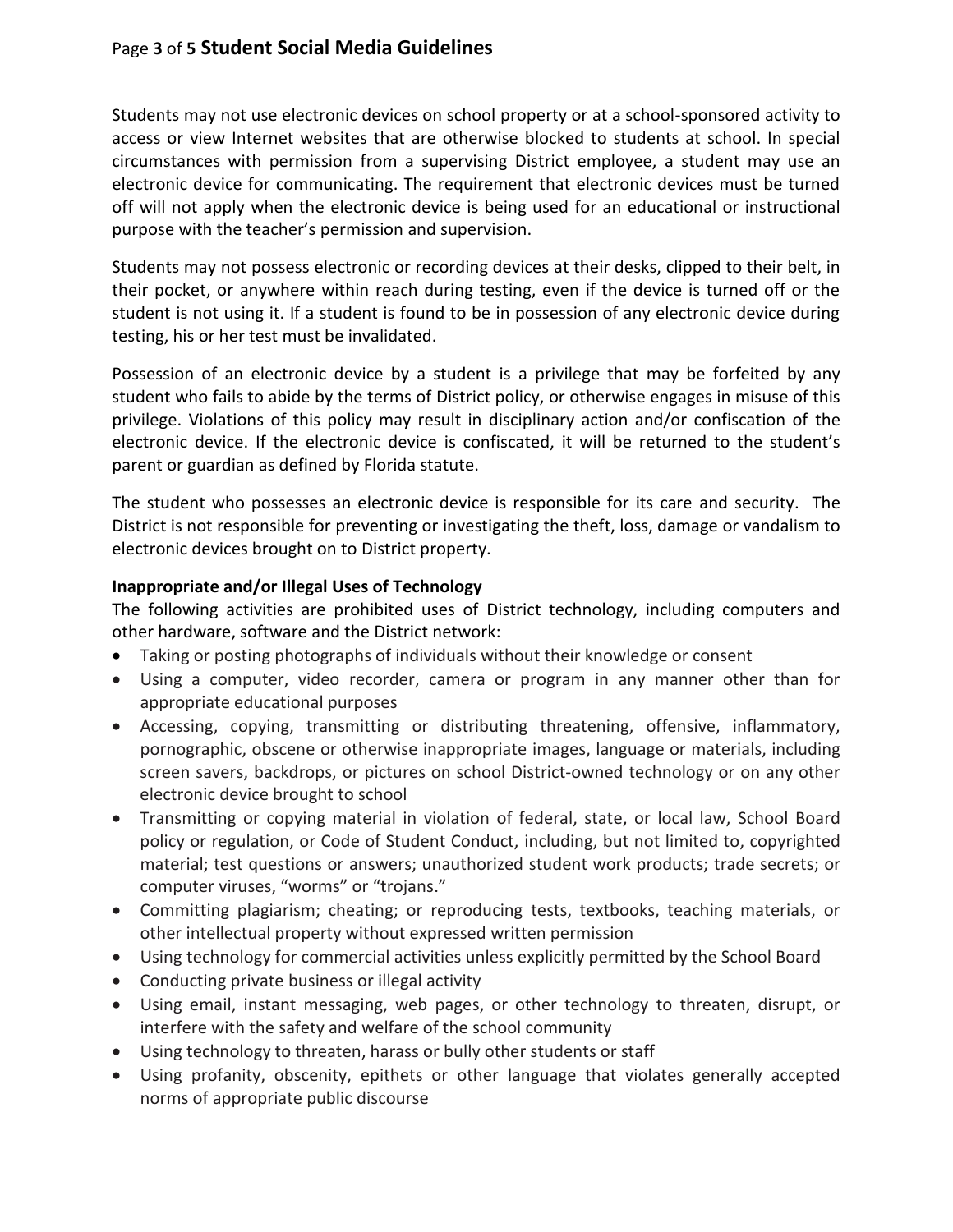Students may not use electronic devices on school property or at a school-sponsored activity to access or view Internet websites that are otherwise blocked to students at school. In special circumstances with permission from a supervising District employee, a student may use an electronic device for communicating. The requirement that electronic devices must be turned off will not apply when the electronic device is being used for an educational or instructional purpose with the teacher's permission and supervision.

Students may not possess electronic or recording devices at their desks, clipped to their belt, in their pocket, or anywhere within reach during testing, even if the device is turned off or the student is not using it. If a student is found to be in possession of any electronic device during testing, his or her test must be invalidated.

Possession of an electronic device by a student is a privilege that may be forfeited by any student who fails to abide by the terms of District policy, or otherwise engages in misuse of this privilege. Violations of this policy may result in disciplinary action and/or confiscation of the electronic device. If the electronic device is confiscated, it will be returned to the student's parent or guardian as defined by Florida statute.

The student who possesses an electronic device is responsible for its care and security. The District is not responsible for preventing or investigating the theft, loss, damage or vandalism to electronic devices brought on to District property.

**Inappropriate and/or Illegal Uses of Technology**

The following activities are prohibited uses of District technology, including computers and other hardware, software and the District network:

- Taking or posting photographs of individuals without their knowledge or consent
- Using a computer, video recorder, camera or program in any manner other than for appropriate educational purposes
- Accessing, copying, transmitting or distributing threatening, offensive, inflammatory, pornographic, obscene or otherwise inappropriate images, language or materials, including screen savers, backdrops, or pictures on school District-owned technology or on any other electronic device brought to school
- Transmitting or copying material in violation of federal, state, or local law, School Board policy or regulation, or Code of Student Conduct, including, but not limited to, copyrighted material; test questions or answers; unauthorized student work products; trade secrets; or computer viruses, "worms" or "trojans."
- Committing plagiarism; cheating; or reproducing tests, textbooks, teaching materials, or other intellectual property without expressed written permission
- Using technology for commercial activities unless explicitly permitted by the School Board
- Conducting private business or illegal activity
- Using email, instant messaging, web pages, or other technology to threaten, disrupt, or interfere with the safety and welfare of the school community
- Using technology to threaten, harass or bully other students or staff
- Using profanity, obscenity, epithets or other language that violates generally accepted norms of appropriate public discourse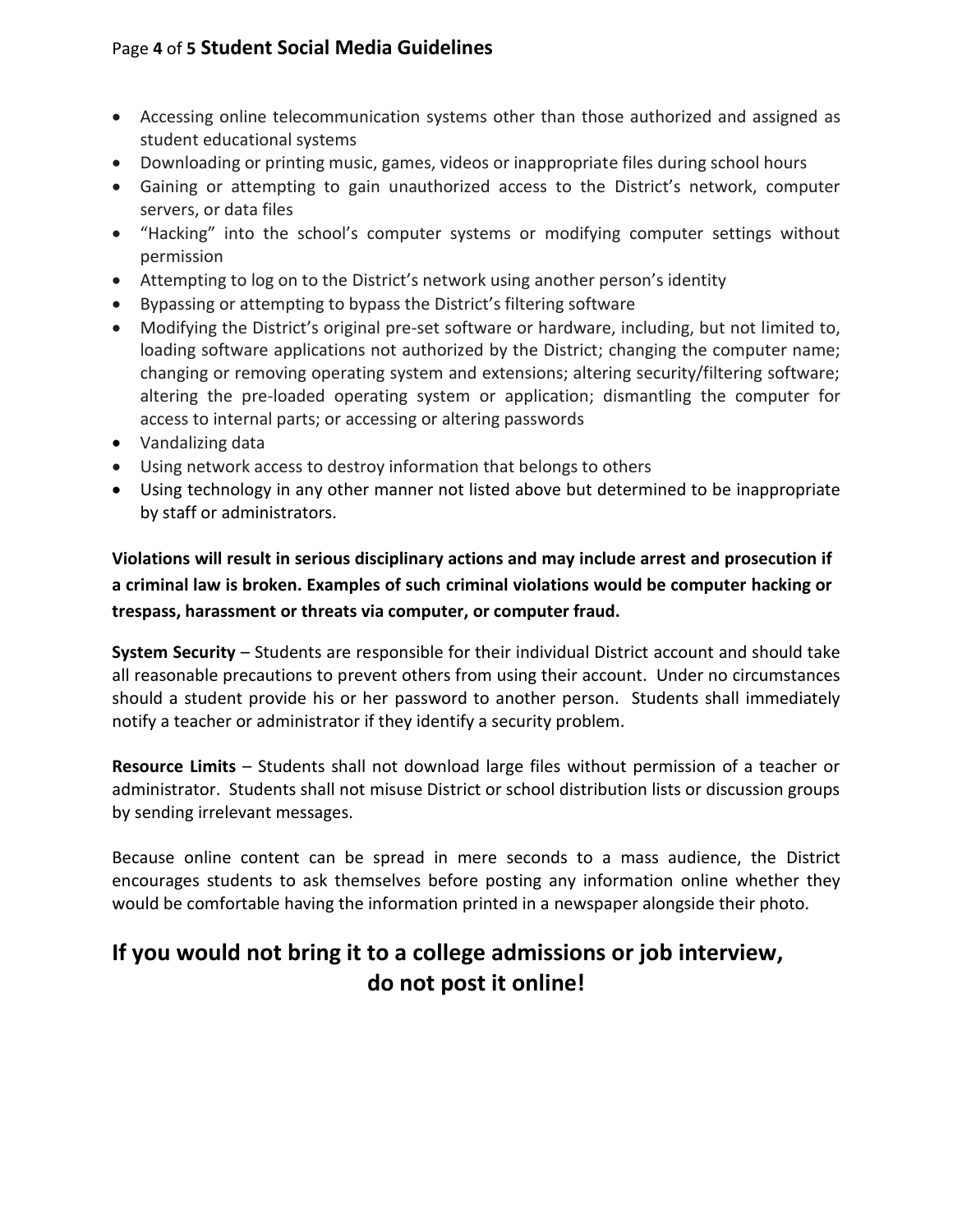- Accessing online telecommunication systems other than those authorized and assigned as student educational systems
- Downloading or printing music, games, videos or inappropriate files during school hours
- Gaining or attempting to gain unauthorized access to the District's network, computer servers, or data files
- "Hacking" into the school's computer systems or modifying computer settings without permission
- Attempting to log on to the District's network using another person's identity
- Bypassing or attempting to bypass the District's filtering software
- Modifying the District's original pre-set software or hardware, including, but not limited to, loading software applications not authorized by the District; changing the computer name; changing or removing operating system and extensions; altering security/filtering software; altering the pre-loaded operating system or application; dismantling the computer for access to internal parts; or accessing or altering passwords
- Vandalizing data
- Using network access to destroy information that belongs to others
- Using technology in any other manner not listed above but determined to be inappropriate by staff or administrators.

**Violations will result in serious disciplinary actions and may include arrest and prosecution if a criminal law is broken. Examples of such criminal violations would be computer hacking or trespass, harassment or threats via computer, or computer fraud.**

**System Security** – Students are responsible for their individual District account and should take all reasonable precautions to prevent others from using their account. Under no circumstances should a student provide his or her password to another person. Students shall immediately notify a teacher or administrator if they identify a security problem.

**Resource Limits** – Students shall not download large files without permission of a teacher or administrator. Students shall not misuse District or school distribution lists or discussion groups by sending irrelevant messages.

Because online content can be spread in mere seconds to a mass audience, the District encourages students to ask themselves before posting any information online whether they would be comfortable having the information printed in a newspaper alongside their photo.

## If you would not bring it to a college admissions or job interview, do not post it online!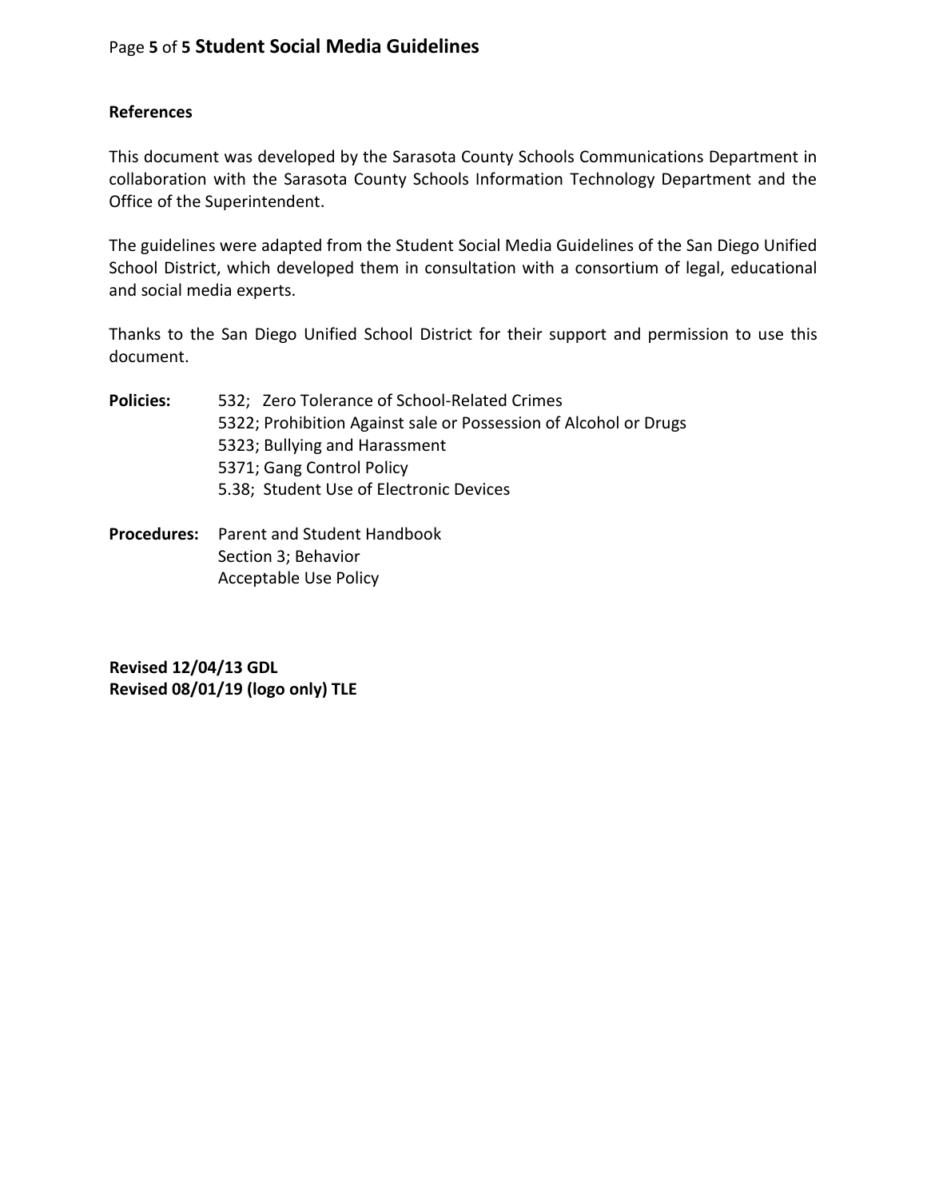**References**

This document was developed by the Sarasota County Schools Communications Department in collaboration with the Sarasota County Schools Information Technology Department and the Office of the Superintendent.

The guidelines were adapted from the Student Social Media Guidelines of the San Diego Unified School District, which developed them in consultation with a consortium of legal, educational and social media experts.

Thanks to the San Diego Unified School District for their support and permission to use this document.

**Policies:**
532; Zero Tolerance of School-Related Crimes
5322; Prohibition Against sale or Possession of Alcohol or Drugs
5323; Bullying and Harassment
5371; Gang Control Policy
5.38; Student Use of Electronic Devices

**Procedures:**
Parent and Student Handbook
Section 3; Behavior
Acceptable Use Policy

**Revised 12/04/13 GDL**
**Revised 08/01/19 (logo only) TLE**